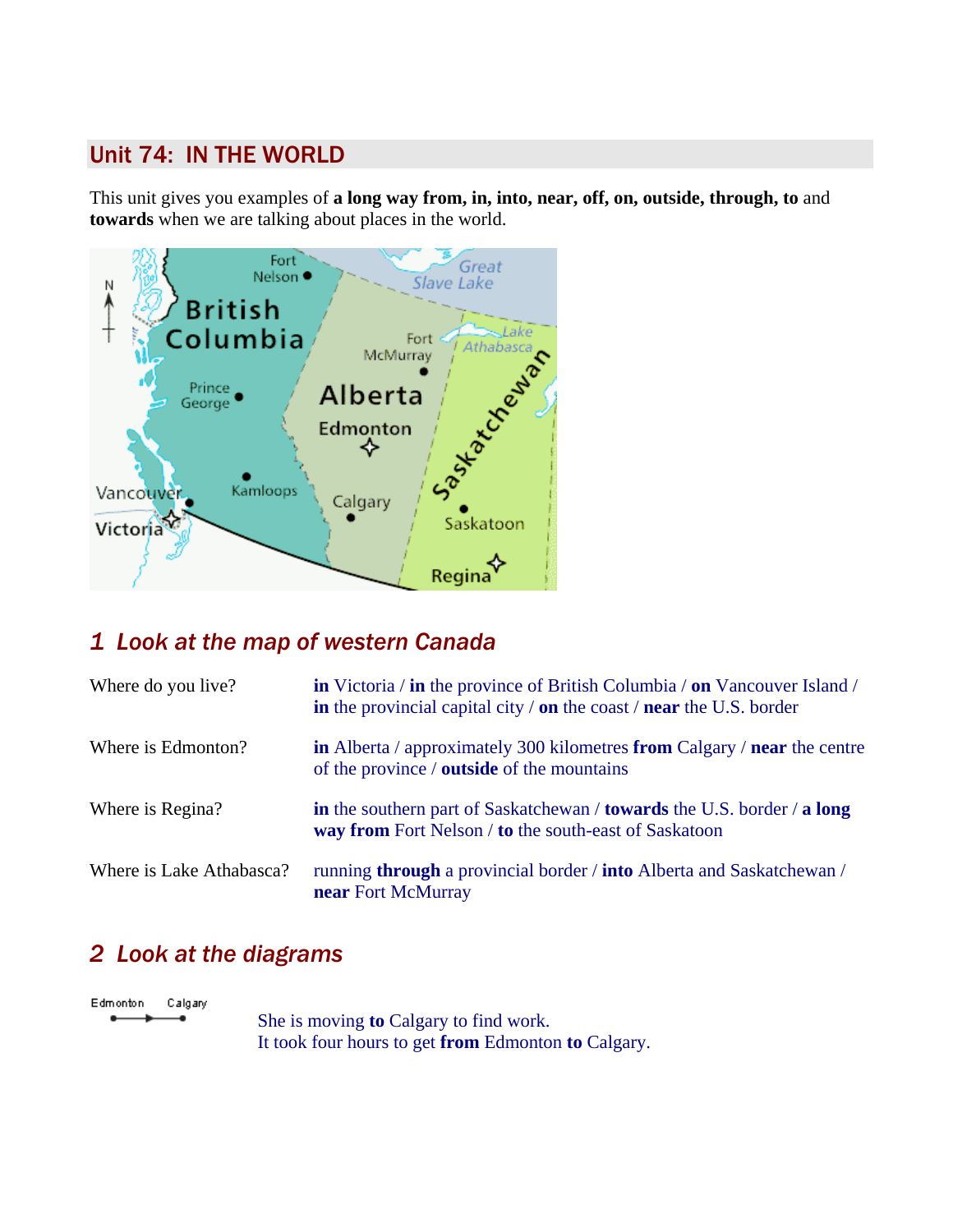## Unit 74: IN THE WORLD

This unit gives you examples of **a long way from, in, into, near, off, on, outside, through, to** and **towards** when we are talking about places in the world.

### 1 Look at the map of western Canada

| | |
|---|---|
| Where do you live? | **in** Victoria / **in** the province of British Columbia / **on** Vancouver Island / **in** the provincial capital city / **on** the coast / **near** the U.S. border |
| Where is Edmonton? | **in** Alberta / approximately 300 kilometres **from** Calgary / **near** the centre of the province / **outside** of the mountains |
| Where is Regina? | **in** the southern part of Saskatchewan / **towards** the U.S. border / **a long way from** Fort Nelson / **to** the south-east of Saskatoon |
| Where is Lake Athabasca? | running **through** a provincial border / **into** Alberta and Saskatchewan / **near** Fort McMurray |

### 2 Look at the diagrams

Edmonton → Calgary

She is moving **to** Calgary to find work.
It took four hours to get **from** Edmonton **to** Calgary.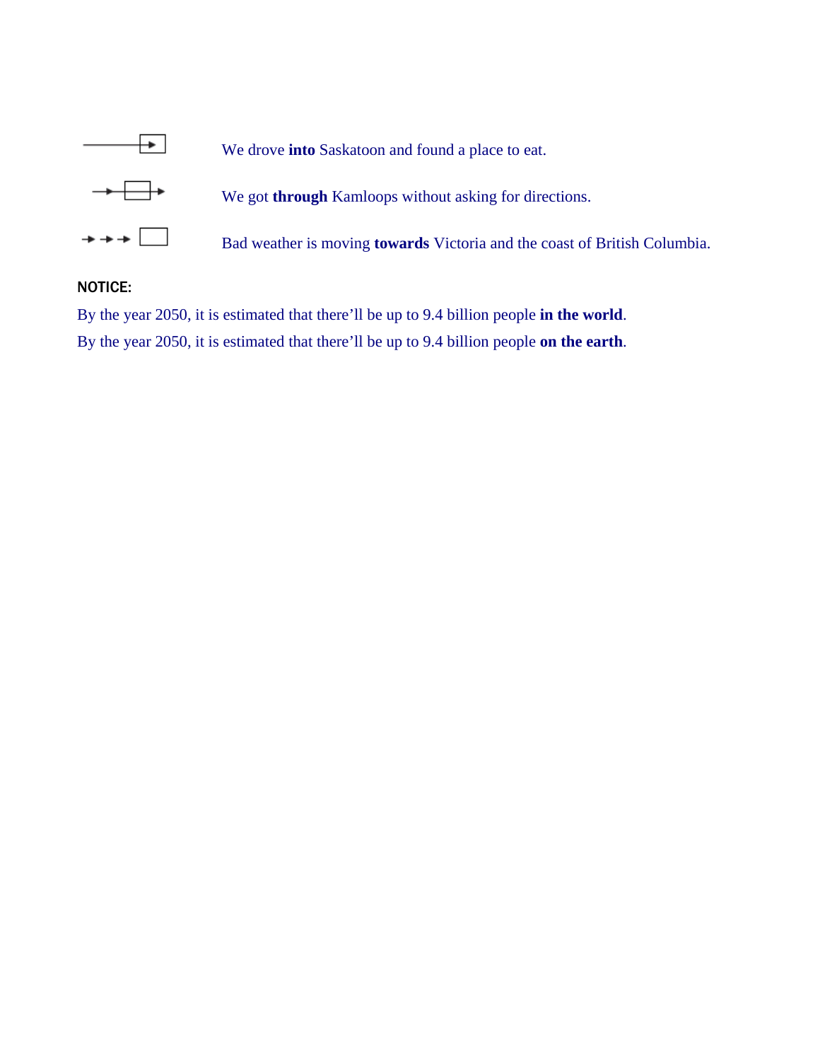We drove **into** Saskatoon and found a place to eat.

We got **through** Kamloops without asking for directions.

Bad weather is moving **towards** Victoria and the coast of British Columbia.

**NOTICE:**

By the year 2050, it is estimated that there'll be up to 9.4 billion people **in the world**.

By the year 2050, it is estimated that there'll be up to 9.4 billion people **on the earth**.